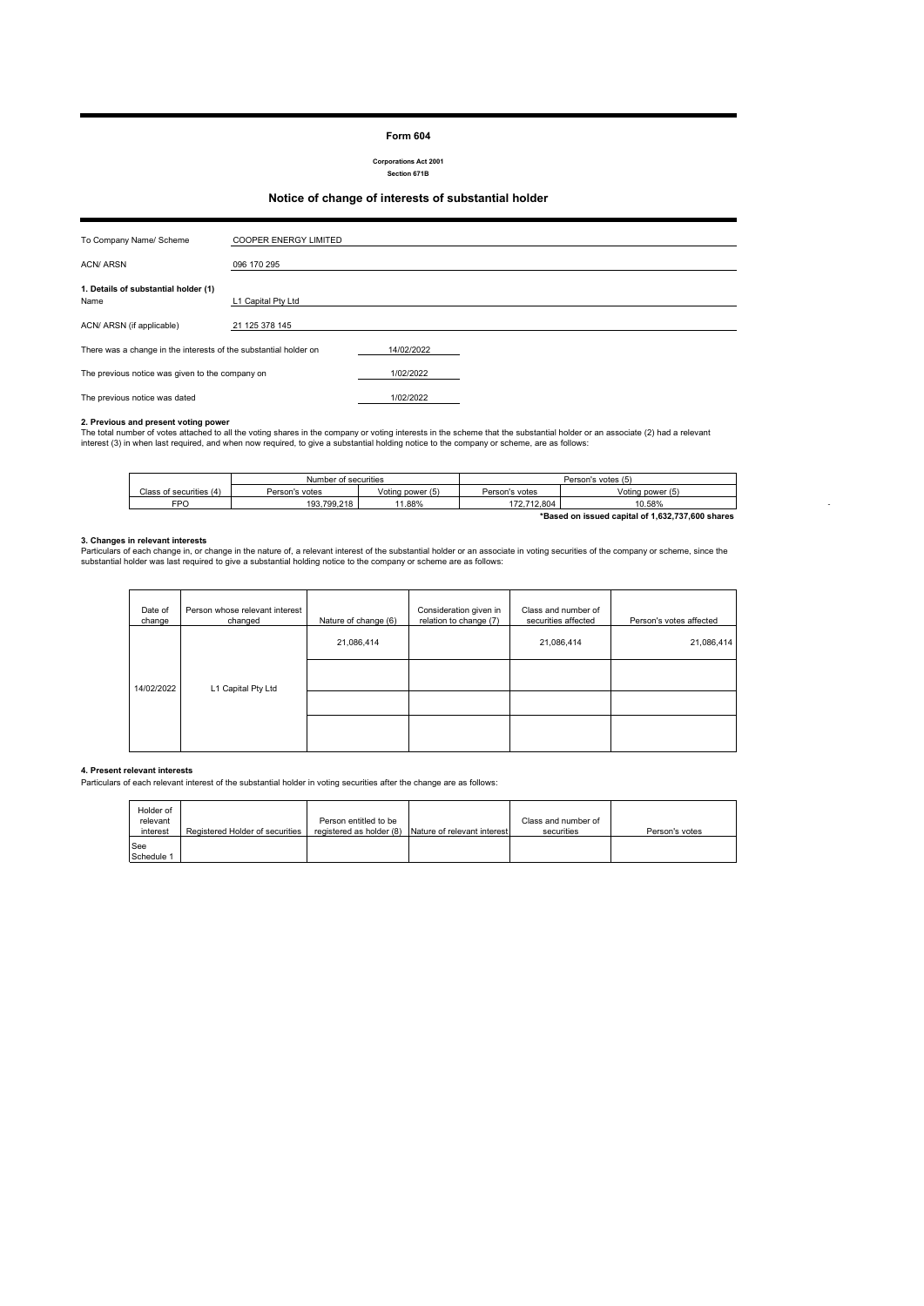# Form 604

**Corporations Act 2001**
**Section 671B**

## Notice of change of interests of substantial holder

| | |
|---|---|
| To Company Name/ Scheme | COOPER ENERGY LIMITED |
| ACN/ ARSN | 096 170 295 |

**1. Details of substantial holder (1)**

| | |
|---|---|
| Name | L1 Capital Pty Ltd |
| ACN/ ARSN (if applicable) | 21 125 378 145 |

| | |
|---|---|
| There was a change in the interests of the substantial holder on | 14/02/2022 |
| The previous notice was given to the company on | 1/02/2022 |
| The previous notice was dated | 1/02/2022 |

**2. Previous and present voting power**

The total number of votes attached to all the voting shares in the company or voting interests in the scheme that the substantial holder or an associate (2) had a relevant interest (3) in when last required, and when now required, to give a substantial holding notice to the company or scheme, are as follows:

| | Number of securities | | Person's votes (5) | |
|---|---|---|---|---|
| Class of securities (4) | Person's votes | Voting power (5) | Person's votes | Voting power (5) |
| FPO | 193,799,218 | 11.88% | 172,712,804 | 10.58% |

**\*Based on issued capital of 1,632,737,600 shares**

**3. Changes in relevant interests**

Particulars of each change in, or change in the nature of, a relevant interest of the substantial holder or an associate in voting securities of the company or scheme, since the substantial holder was last required to give a substantial holding notice to the company or scheme are as follows:

| Date of change | Person whose relevant interest changed | Nature of change (6) | Consideration given in relation to change (7) | Class and number of securities affected | Person's votes affected |
|---|---|---|---|---|---|
| 14/02/2022 | L1 Capital Pty Ltd | 21,086,414 | | 21,086,414 | 21,086,414 |
| | | | | | |
| | | | | | |
| | | | | | |

**4. Present relevant interests**

Particulars of each relevant interest of the substantial holder in voting securities after the change are as follows:

| Holder of relevant interest | Registered Holder of securities | Person entitled to be registered as holder (8) | Nature of relevant interest | Class and number of securities | Person's votes |
|---|---|---|---|---|---|
| See Schedule 1 | | | | | |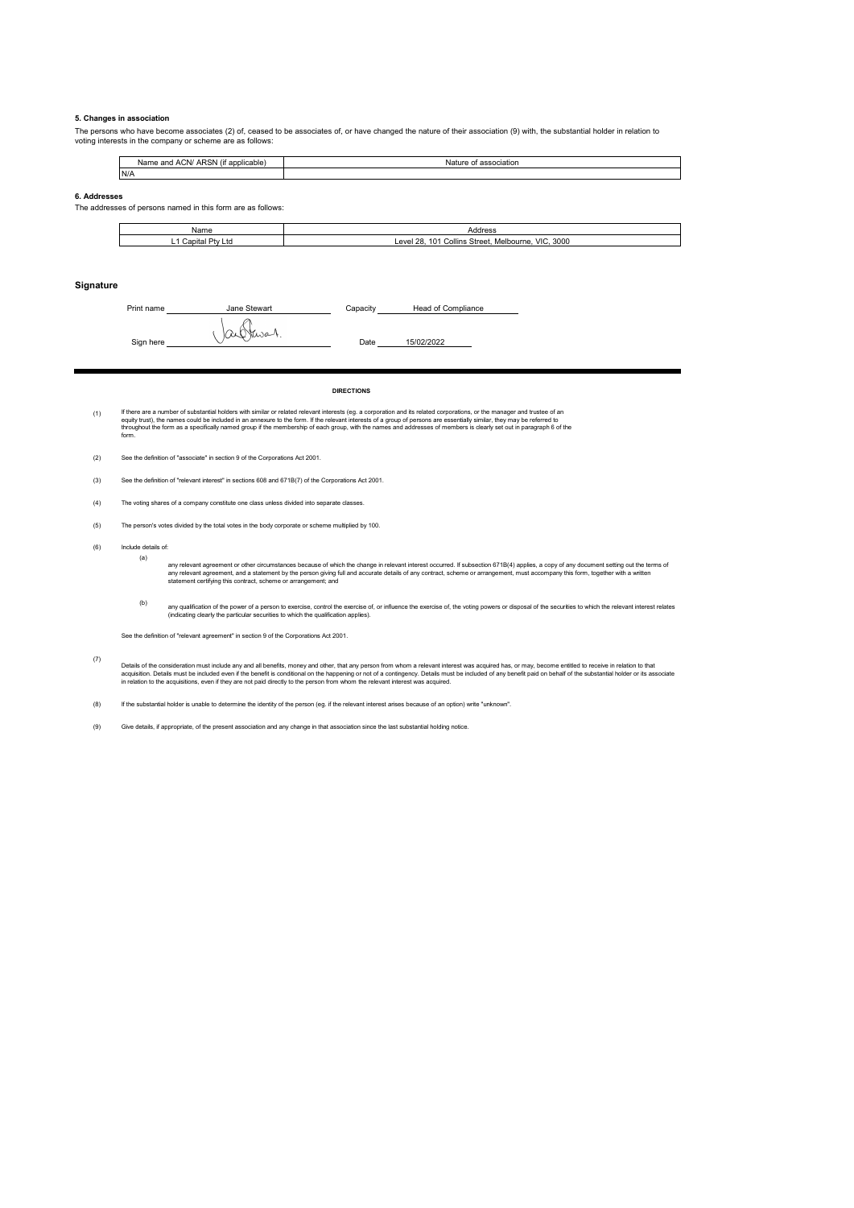### 5. Changes in association

The persons who have become associates (2) of, ceased to be associates of, or have changed the nature of their association (9) with, the substantial holder in relation to voting interests in the company or scheme are as follows:

| Name and ACN/ ARSN (if applicable) | Nature of association |
|---|---|
| N/A | |

### 6. Addresses

The addresses of persons named in this form are as follows:

| Name | Address |
|---|---|
| L1 Capital Pty Ltd | Level 28, 101 Collins Street, Melbourne, VIC, 3000 |

## Signature

Print name Jane Stewart Capacity Head of Compliance

Sign here [signature] Date 15/02/2022

#### DIRECTIONS

(1) If there are a number of substantial holders with similar or related relevant interests (eg. a corporation and its related corporations, or the manager and trustee of an equity trust), the names could be included in an annexure to the form. If the relevant interests of a group of persons are essentially similar, they may be referred to throughout the form as a specifically named group if the membership of each group, with the names and addresses of members is clearly set out in paragraph 6 of the form.

(2) See the definition of "associate" in section 9 of the Corporations Act 2001.

(3) See the definition of "relevant interest" in sections 608 and 671B(7) of the Corporations Act 2001.

(4) The voting shares of a company constitute one class unless divided into separate classes.

(5) The person's votes divided by the total votes in the body corporate or scheme multiplied by 100.

(6) Include details of:

(a) any relevant agreement or other circumstances because of which the change in relevant interest occurred. If subsection 671B(4) applies, a copy of any document setting out the terms of any relevant agreement, and a statement by the person giving full and accurate details of any contract, scheme or arrangement, must accompany this form, together with a written statement certifying this contract, scheme or arrangement; and

(b) any qualification of the power of a person to exercise, control the exercise of, or influence the exercise of, the voting powers or disposal of the securities to which the relevant interest relates (indicating clearly the particular securities to which the qualification applies).

See the definition of "relevant agreement" in section 9 of the Corporations Act 2001.

(7) Details of the consideration must include any and all benefits, money and other, that any person from whom a relevant interest was acquired has, or may, become entitled to receive in relation to that acquisition. Details must be included even if the benefit is conditional on the happening or not of a contingency. Details must be included of any benefit paid on behalf of the substantial holder or its associate in relation to the acquisitions, even if they are not paid directly to the person from whom the relevant interest was acquired.

(8) If the substantial holder is unable to determine the identity of the person (eg. if the relevant interest arises because of an option) write "unknown".

(9) Give details, if appropriate, of the present association and any change in that association since the last substantial holding notice.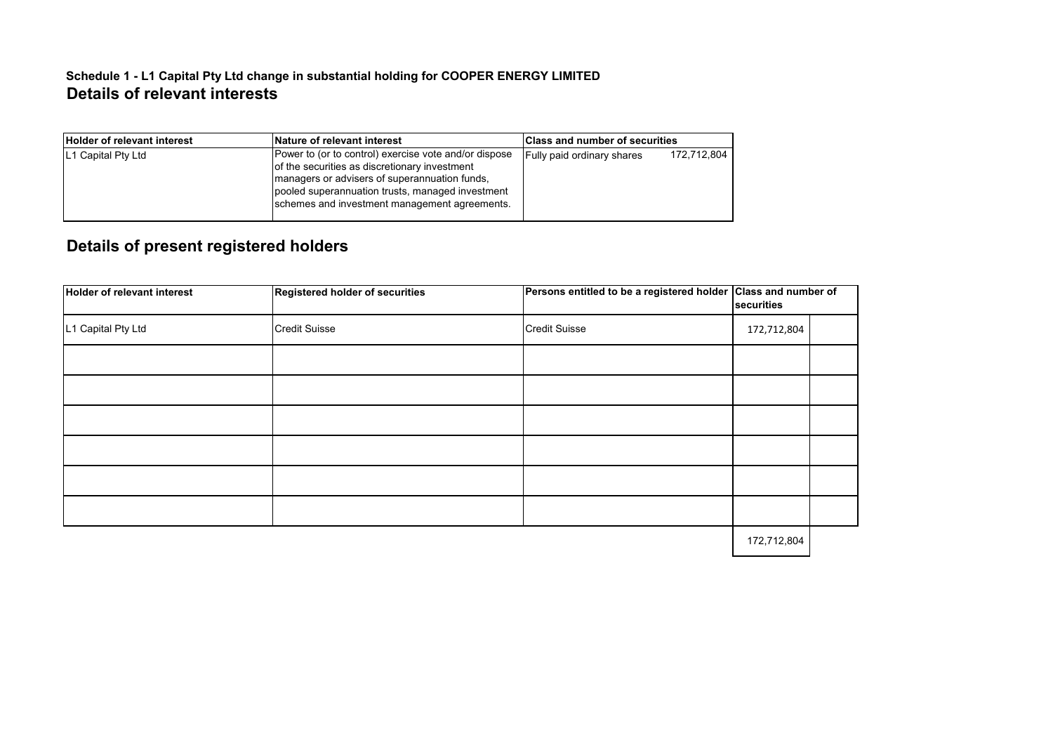**Schedule 1 - L1 Capital Pty Ltd change in substantial holding for COOPER ENERGY LIMITED**

## Details of relevant interests

| Holder of relevant interest | Nature of relevant interest | Class and number of securities | |
|---|---|---|---|
| L1 Capital Pty Ltd | Power to (or to control) exercise vote and/or dispose of the securities as discretionary investment managers or advisers of superannuation funds, pooled superannuation trusts, managed investment schemes and investment management agreements. | Fully paid ordinary shares | 172,712,804 |

## Details of present registered holders

| Holder of relevant interest | Registered holder of securities | Persons entitled to be a registered holder | Class and number of securities | |
|---|---|---|---|---|
| L1 Capital Pty Ltd | Credit Suisse | Credit Suisse | 172,712,804 | |
| | | | | |
| | | | | |
| | | | | |
| | | | | |
| | | | | |
| | | | | |
| | | | 172,712,804 | |